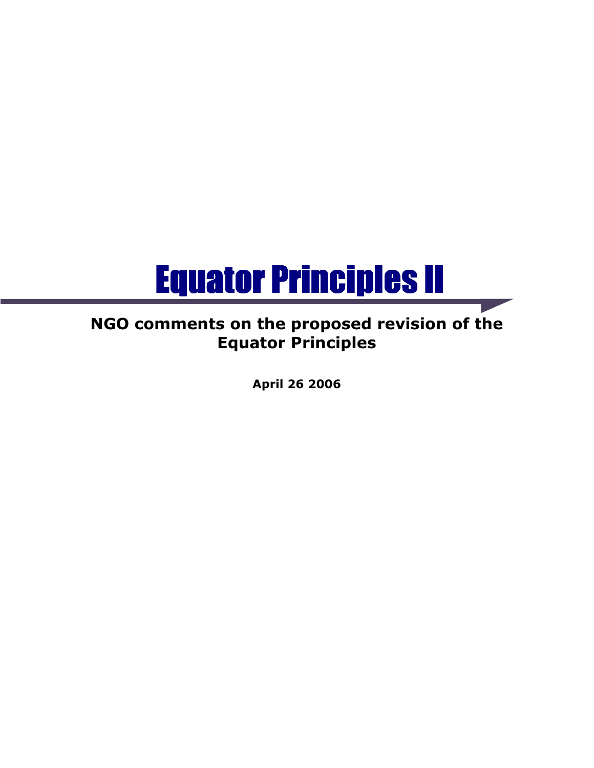# Equator Principles II

## NGO comments on the proposed revision of the Equator Principles

**April 26 2006**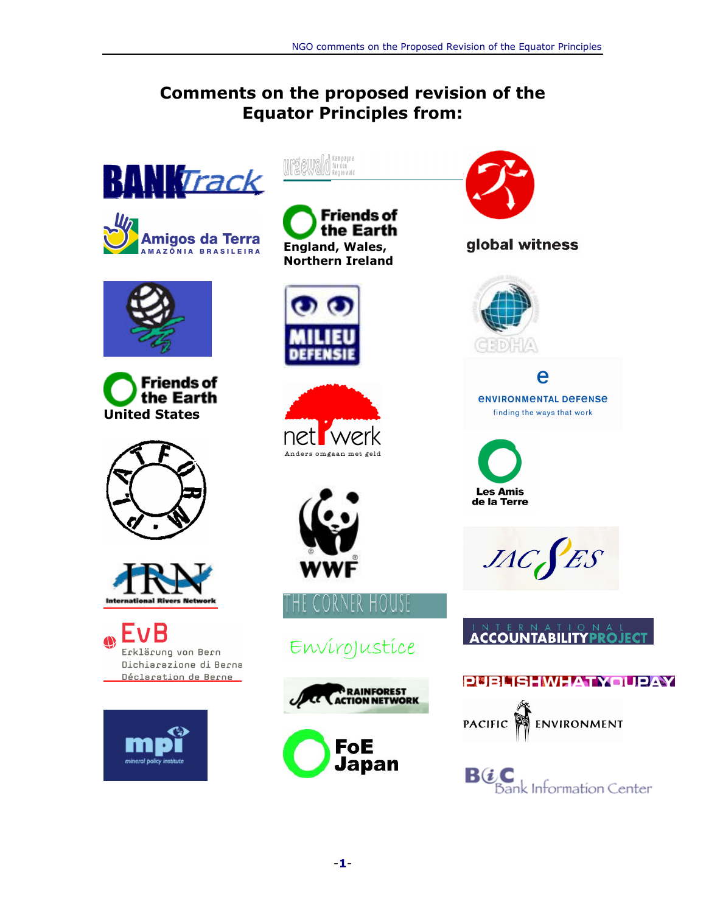# Comments on the proposed revision of the Equator Principles from:

BANKTrack

urgewald Kampagne für den Regenwald

global witness

Amigos da Terra AMAZÔNIA BRASILEIRA

Friends of the Earth England, Wales, Northern Ireland

MILIEU DEFENSIE

CEDHA

Friends of the Earth United States

environmental defense finding the ways that work

netwerk Anders omgaan met geld

Les Amis de la Terre

PLATFORM

WWF

JACSES

IRN International Rivers Network

THE CORNER HOUSE

INTERNATIONAL ACCOUNTABILITY PROJECT

EvB Erklärung von Bern Dichiarazione di Berna Déclaration de Berne

EnviroJustice

PUBLISH WHAT YOU PAY

RAINFOREST ACTION NETWORK

PACIFIC ENVIRONMENT

mpi mineral policy institute

FoE Japan

BIC Bank Information Center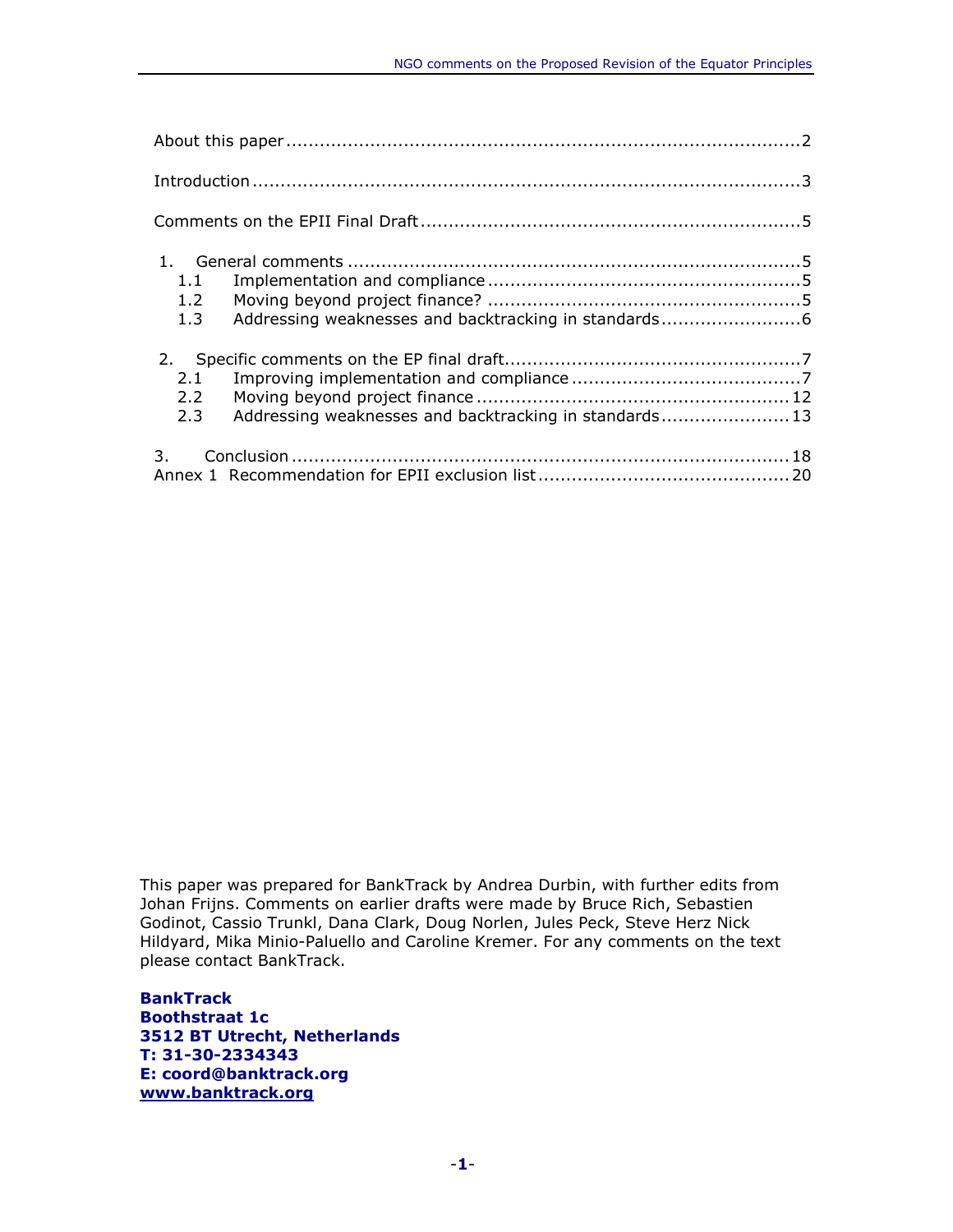About this paper ........................................................................................... 2

Introduction .................................................................................................. 3

Comments on the EPII Final Draft ................................................................... 5

1. General comments .................................................................................. 5
   - 1.1 Implementation and compliance ........................................................ 5
   - 1.2 Moving beyond project finance? ....................................................... 5
   - 1.3 Addressing weaknesses and backtracking in standards ......................... 6

2. Specific comments on the EP final draft ..................................................... 7
   - 2.1 Improving implementation and compliance ......................................... 7
   - 2.2 Moving beyond project finance ....................................................... 12
   - 2.3 Addressing weaknesses and backtracking in standards ....................... 13

3. Conclusion ........................................................................................ 18

Annex 1 Recommendation for EPII exclusion list ............................................ 20

This paper was prepared for BankTrack by Andrea Durbin, with further edits from Johan Frijns. Comments on earlier drafts were made by Bruce Rich, Sebastien Godinot, Cassio Trunkl, Dana Clark, Doug Norlen, Jules Peck, Steve Herz Nick Hildyard, Mika Minio-Paluello and Caroline Kremer. For any comments on the text please contact BankTrack.

**BankTrack**
**Boothstraat 1c**
**3512 BT Utrecht, Netherlands**
**T: 31-30-2334343**
**E: coord@banktrack.org**
**www.banktrack.org**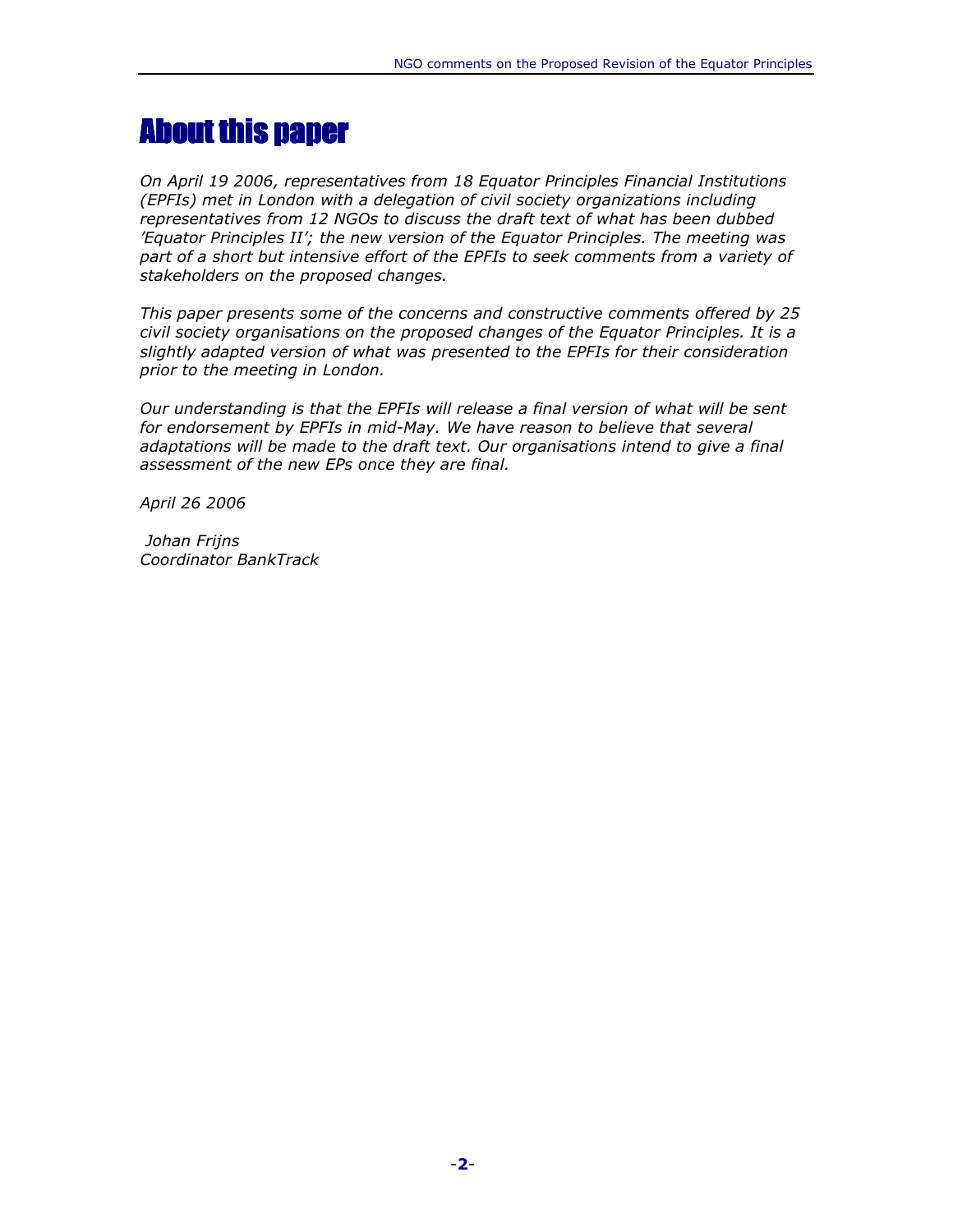# About this paper

*On April 19 2006, representatives from 18 Equator Principles Financial Institutions (EPFIs) met in London with a delegation of civil society organizations including representatives from 12 NGOs to discuss the draft text of what has been dubbed 'Equator Principles II'; the new version of the Equator Principles. The meeting was part of a short but intensive effort of the EPFIs to seek comments from a variety of stakeholders on the proposed changes.*

*This paper presents some of the concerns and constructive comments offered by 25 civil society organisations on the proposed changes of the Equator Principles. It is a slightly adapted version of what was presented to the EPFIs for their consideration prior to the meeting in London.*

*Our understanding is that the EPFIs will release a final version of what will be sent for endorsement by EPFIs in mid-May. We have reason to believe that several adaptations will be made to the draft text. Our organisations intend to give a final assessment of the new EPs once they are final.*

*April 26 2006*

*Johan Frijns*
*Coordinator BankTrack*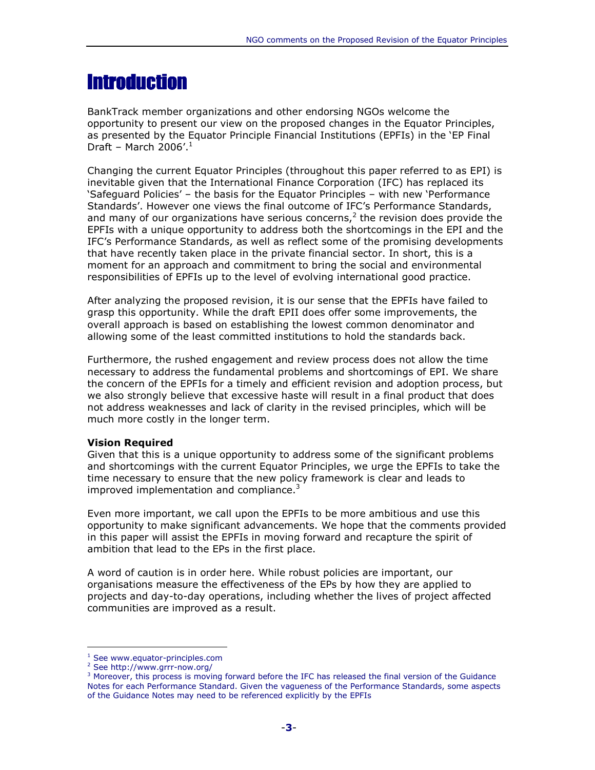# Introduction

BankTrack member organizations and other endorsing NGOs welcome the opportunity to present our view on the proposed changes in the Equator Principles, as presented by the Equator Principle Financial Institutions (EPFIs) in the 'EP Final Draft – March 2006'.[1]

Changing the current Equator Principles (throughout this paper referred to as EPI) is inevitable given that the International Finance Corporation (IFC) has replaced its 'Safeguard Policies' – the basis for the Equator Principles – with new 'Performance Standards'. However one views the final outcome of IFC's Performance Standards, and many of our organizations have serious concerns,[2] the revision does provide the EPFIs with a unique opportunity to address both the shortcomings in the EPI and the IFC's Performance Standards, as well as reflect some of the promising developments that have recently taken place in the private financial sector. In short, this is a moment for an approach and commitment to bring the social and environmental responsibilities of EPFIs up to the level of evolving international good practice.

After analyzing the proposed revision, it is our sense that the EPFIs have failed to grasp this opportunity. While the draft EPII does offer some improvements, the overall approach is based on establishing the lowest common denominator and allowing some of the least committed institutions to hold the standards back.

Furthermore, the rushed engagement and review process does not allow the time necessary to address the fundamental problems and shortcomings of EPI. We share the concern of the EPFIs for a timely and efficient revision and adoption process, but we also strongly believe that excessive haste will result in a final product that does not address weaknesses and lack of clarity in the revised principles, which will be much more costly in the longer term.

**Vision Required**

Given that this is a unique opportunity to address some of the significant problems and shortcomings with the current Equator Principles, we urge the EPFIs to take the time necessary to ensure that the new policy framework is clear and leads to improved implementation and compliance.[3]

Even more important, we call upon the EPFIs to be more ambitious and use this opportunity to make significant advancements. We hope that the comments provided in this paper will assist the EPFIs in moving forward and recapture the spirit of ambition that lead to the EPs in the first place.

A word of caution is in order here. While robust policies are important, our organisations measure the effectiveness of the EPs by how they are applied to projects and day-to-day operations, including whether the lives of project affected communities are improved as a result.

---

[1] See www.equator-principles.com

[2] See http://www.grrr-now.org/

[3] Moreover, this process is moving forward before the IFC has released the final version of the Guidance Notes for each Performance Standard. Given the vagueness of the Performance Standards, some aspects of the Guidance Notes may need to be referenced explicitly by the EPFIs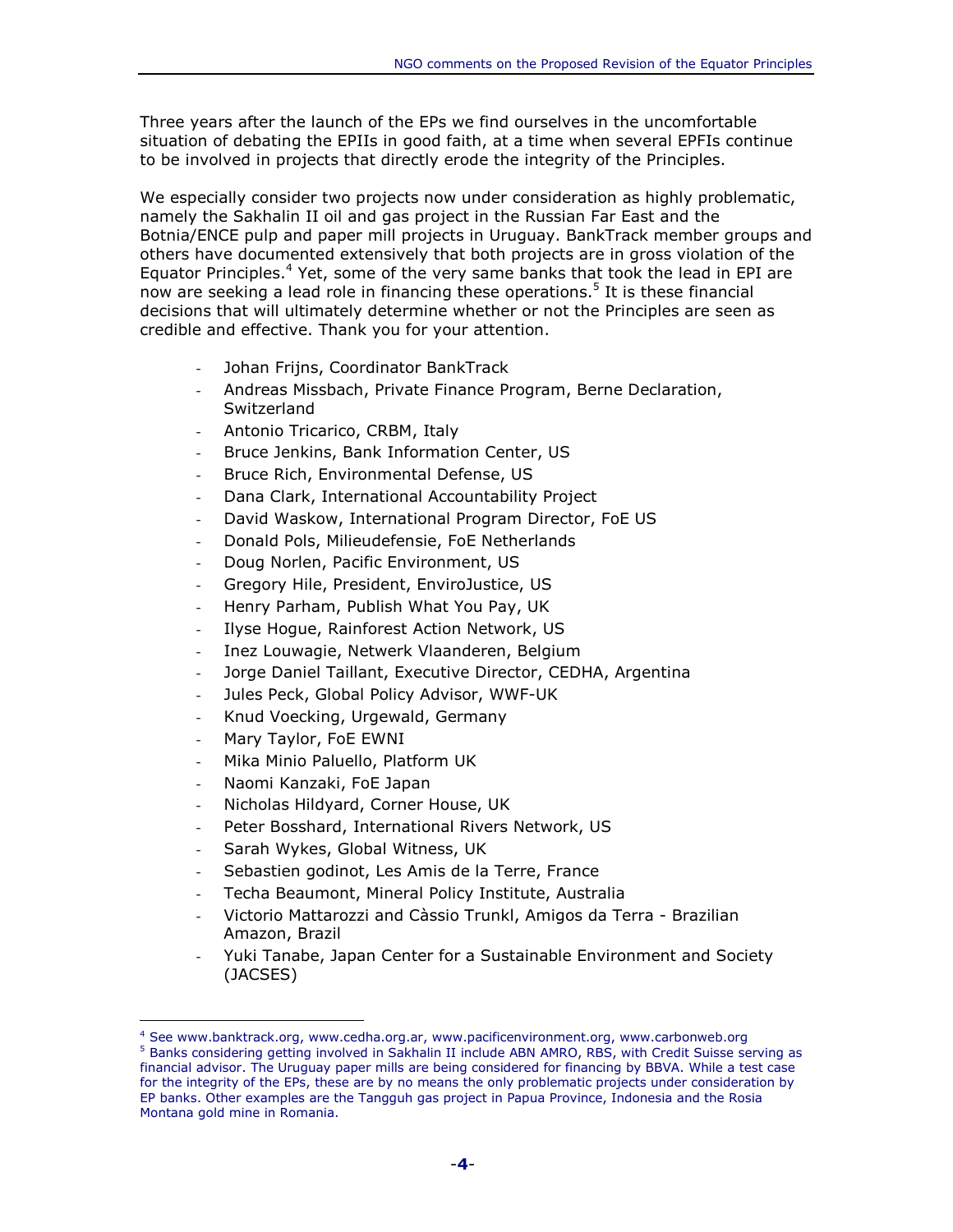Three years after the launch of the EPs we find ourselves in the uncomfortable situation of debating the EPIIs in good faith, at a time when several EPFIs continue to be involved in projects that directly erode the integrity of the Principles.

We especially consider two projects now under consideration as highly problematic, namely the Sakhalin II oil and gas project in the Russian Far East and the Botnia/ENCE pulp and paper mill projects in Uruguay. BankTrack member groups and others have documented extensively that both projects are in gross violation of the Equator Principles.[4] Yet, some of the very same banks that took the lead in EPI are now are seeking a lead role in financing these operations.[5] It is these financial decisions that will ultimately determine whether or not the Principles are seen as credible and effective. Thank you for your attention.

- Johan Frijns, Coordinator BankTrack
- Andreas Missbach, Private Finance Program, Berne Declaration, Switzerland
- Antonio Tricarico, CRBM, Italy
- Bruce Jenkins, Bank Information Center, US
- Bruce Rich, Environmental Defense, US
- Dana Clark, International Accountability Project
- David Waskow, International Program Director, FoE US
- Donald Pols, Milieudefensie, FoE Netherlands
- Doug Norlen, Pacific Environment, US
- Gregory Hile, President, EnviroJustice, US
- Henry Parham, Publish What You Pay, UK
- Ilyse Hogue, Rainforest Action Network, US
- Inez Louwagie, Netwerk Vlaanderen, Belgium
- Jorge Daniel Taillant, Executive Director, CEDHA, Argentina
- Jules Peck, Global Policy Advisor, WWF-UK
- Knud Voecking, Urgewald, Germany
- Mary Taylor, FoE EWNI
- Mika Minio Paluello, Platform UK
- Naomi Kanzaki, FoE Japan
- Nicholas Hildyard, Corner House, UK
- Peter Bosshard, International Rivers Network, US
- Sarah Wykes, Global Witness, UK
- Sebastien godinot, Les Amis de la Terre, France
- Techa Beaumont, Mineral Policy Institute, Australia
- Victorio Mattarozzi and Càssio Trunkl, Amigos da Terra - Brazilian Amazon, Brazil
- Yuki Tanabe, Japan Center for a Sustainable Environment and Society (JACSES)

---

[4] See www.banktrack.org, www.cedha.org.ar, www.pacificenvironment.org, www.carbonweb.org

[5] Banks considering getting involved in Sakhalin II include ABN AMRO, RBS, with Credit Suisse serving as financial advisor. The Uruguay paper mills are being considered for financing by BBVA. While a test case for the integrity of the EPs, these are by no means the only problematic projects under consideration by EP banks. Other examples are the Tangguh gas project in Papua Province, Indonesia and the Rosia Montana gold mine in Romania.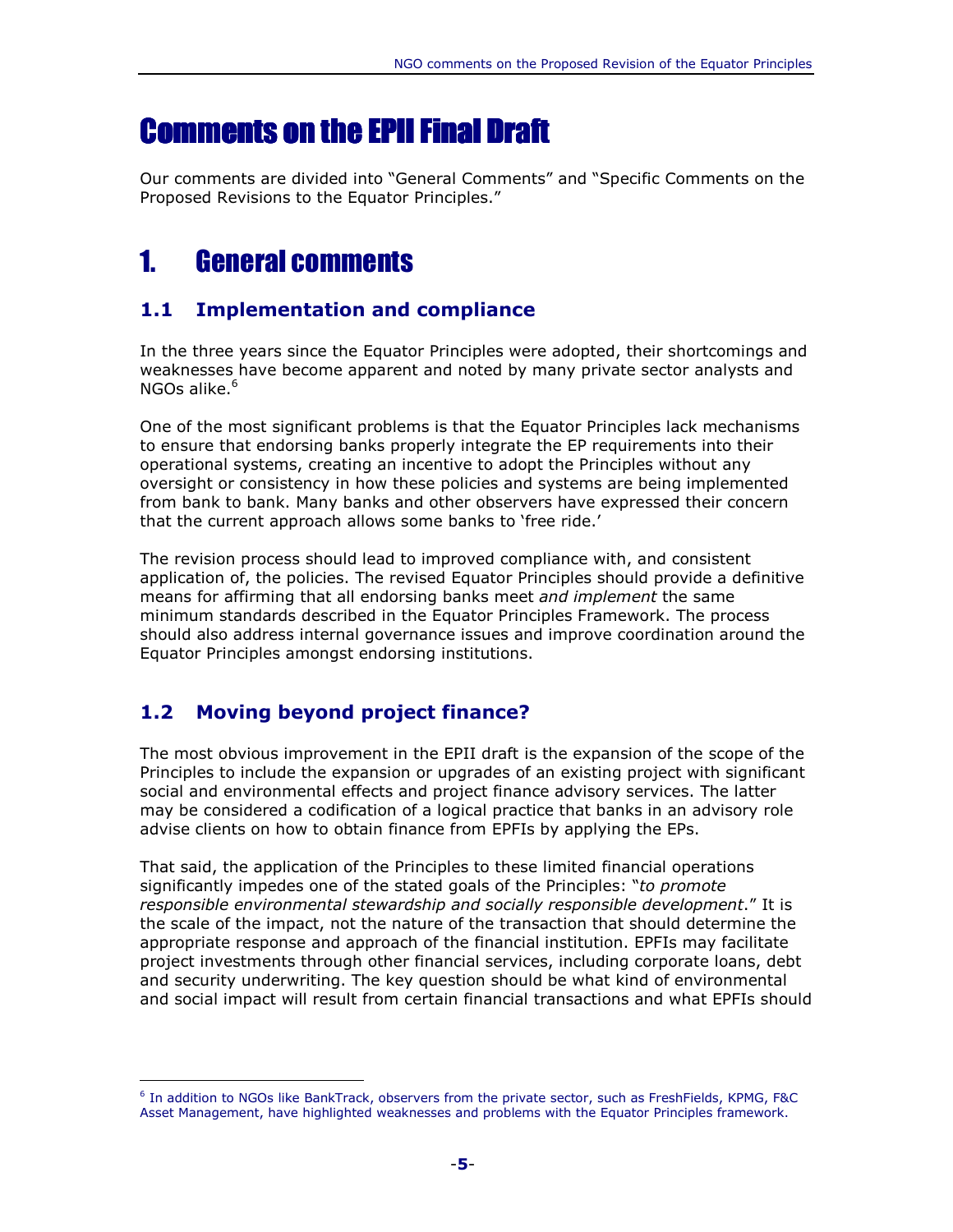# Comments on the EPII Final Draft

Our comments are divided into "General Comments" and "Specific Comments on the Proposed Revisions to the Equator Principles."

## 1. General comments

### 1.1 Implementation and compliance

In the three years since the Equator Principles were adopted, their shortcomings and weaknesses have become apparent and noted by many private sector analysts and NGOs alike.[6]

One of the most significant problems is that the Equator Principles lack mechanisms to ensure that endorsing banks properly integrate the EP requirements into their operational systems, creating an incentive to adopt the Principles without any oversight or consistency in how these policies and systems are being implemented from bank to bank. Many banks and other observers have expressed their concern that the current approach allows some banks to 'free ride.'

The revision process should lead to improved compliance with, and consistent application of, the policies. The revised Equator Principles should provide a definitive means for affirming that all endorsing banks meet *and implement* the same minimum standards described in the Equator Principles Framework. The process should also address internal governance issues and improve coordination around the Equator Principles amongst endorsing institutions.

### 1.2 Moving beyond project finance?

The most obvious improvement in the EPII draft is the expansion of the scope of the Principles to include the expansion or upgrades of an existing project with significant social and environmental effects and project finance advisory services. The latter may be considered a codification of a logical practice that banks in an advisory role advise clients on how to obtain finance from EPFIs by applying the EPs.

That said, the application of the Principles to these limited financial operations significantly impedes one of the stated goals of the Principles: "*to promote responsible environmental stewardship and socially responsible development*." It is the scale of the impact, not the nature of the transaction that should determine the appropriate response and approach of the financial institution. EPFIs may facilitate project investments through other financial services, including corporate loans, debt and security underwriting. The key question should be what kind of environmental and social impact will result from certain financial transactions and what EPFIs should

[6] In addition to NGOs like BankTrack, observers from the private sector, such as FreshFields, KPMG, F&C Asset Management, have highlighted weaknesses and problems with the Equator Principles framework.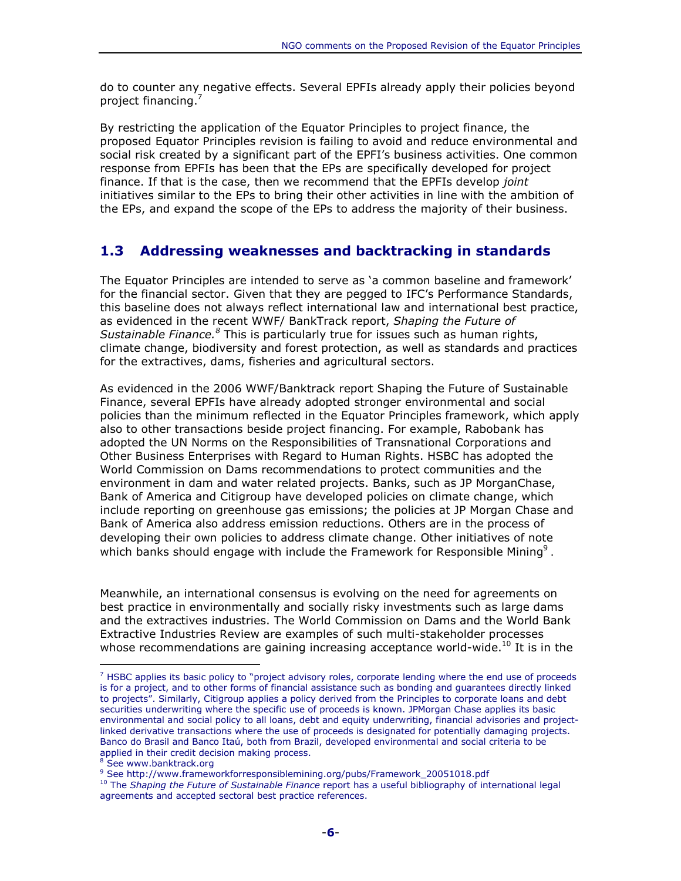do to counter any negative effects. Several EPFIs already apply their policies beyond project financing.[7]

By restricting the application of the Equator Principles to project finance, the proposed Equator Principles revision is failing to avoid and reduce environmental and social risk created by a significant part of the EPFI's business activities. One common response from EPFIs has been that the EPs are specifically developed for project finance. If that is the case, then we recommend that the EPFIs develop *joint* initiatives similar to the EPs to bring their other activities in line with the ambition of the EPs, and expand the scope of the EPs to address the majority of their business.

## 1.3 Addressing weaknesses and backtracking in standards

The Equator Principles are intended to serve as 'a common baseline and framework' for the financial sector. Given that they are pegged to IFC's Performance Standards, this baseline does not always reflect international law and international best practice, as evidenced in the recent WWF/ BankTrack report, *Shaping the Future of Sustainable Finance.*[8] This is particularly true for issues such as human rights, climate change, biodiversity and forest protection, as well as standards and practices for the extractives, dams, fisheries and agricultural sectors.

As evidenced in the 2006 WWF/Banktrack report Shaping the Future of Sustainable Finance, several EPFIs have already adopted stronger environmental and social policies than the minimum reflected in the Equator Principles framework, which apply also to other transactions beside project financing. For example, Rabobank has adopted the UN Norms on the Responsibilities of Transnational Corporations and Other Business Enterprises with Regard to Human Rights. HSBC has adopted the World Commission on Dams recommendations to protect communities and the environment in dam and water related projects. Banks, such as JP MorganChase, Bank of America and Citigroup have developed policies on climate change, which include reporting on greenhouse gas emissions; the policies at JP Morgan Chase and Bank of America also address emission reductions. Others are in the process of developing their own policies to address climate change. Other initiatives of note which banks should engage with include the Framework for Responsible Mining[9] .

Meanwhile, an international consensus is evolving on the need for agreements on best practice in environmentally and socially risky investments such as large dams and the extractives industries. The World Commission on Dams and the World Bank Extractive Industries Review are examples of such multi-stakeholder processes whose recommendations are gaining increasing acceptance world-wide.[10] It is in the

---

[7] HSBC applies its basic policy to "project advisory roles, corporate lending where the end use of proceeds is for a project, and to other forms of financial assistance such as bonding and guarantees directly linked to projects". Similarly, Citigroup applies a policy derived from the Principles to corporate loans and debt securities underwriting where the specific use of proceeds is known. JPMorgan Chase applies its basic environmental and social policy to all loans, debt and equity underwriting, financial advisories and project-linked derivative transactions where the use of proceeds is designated for potentially damaging projects. Banco do Brasil and Banco Itaú, both from Brazil, developed environmental and social criteria to be applied in their credit decision making process.

[8] See www.banktrack.org

[9] See http://www.frameworkforresponsiblemining.org/pubs/Framework_20051018.pdf

[10] The *Shaping the Future of Sustainable Finance* report has a useful bibliography of international legal agreements and accepted sectoral best practice references.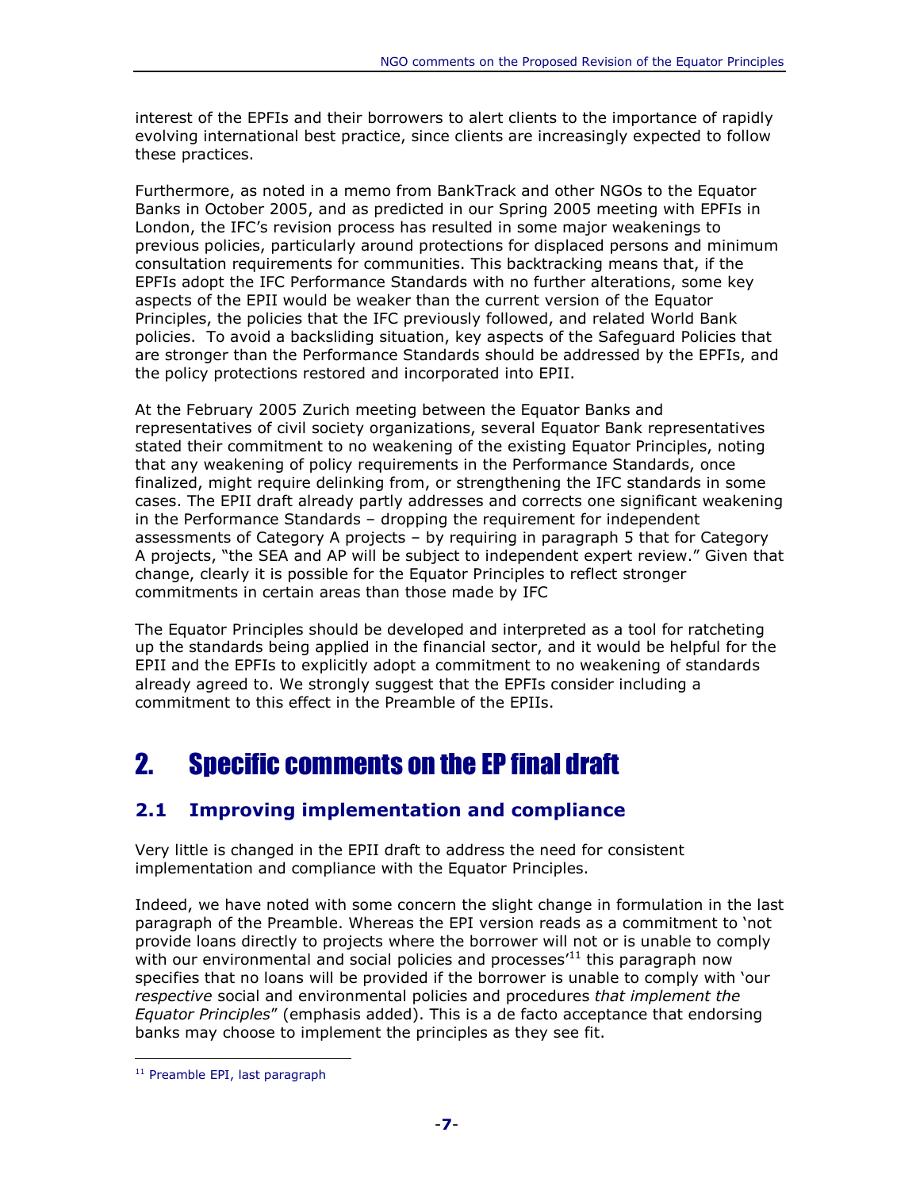interest of the EPFIs and their borrowers to alert clients to the importance of rapidly evolving international best practice, since clients are increasingly expected to follow these practices.

Furthermore, as noted in a memo from BankTrack and other NGOs to the Equator Banks in October 2005, and as predicted in our Spring 2005 meeting with EPFIs in London, the IFC's revision process has resulted in some major weakenings to previous policies, particularly around protections for displaced persons and minimum consultation requirements for communities. This backtracking means that, if the EPFIs adopt the IFC Performance Standards with no further alterations, some key aspects of the EPII would be weaker than the current version of the Equator Principles, the policies that the IFC previously followed, and related World Bank policies. To avoid a backsliding situation, key aspects of the Safeguard Policies that are stronger than the Performance Standards should be addressed by the EPFIs, and the policy protections restored and incorporated into EPII.

At the February 2005 Zurich meeting between the Equator Banks and representatives of civil society organizations, several Equator Bank representatives stated their commitment to no weakening of the existing Equator Principles, noting that any weakening of policy requirements in the Performance Standards, once finalized, might require delinking from, or strengthening the IFC standards in some cases. The EPII draft already partly addresses and corrects one significant weakening in the Performance Standards – dropping the requirement for independent assessments of Category A projects – by requiring in paragraph 5 that for Category A projects, "the SEA and AP will be subject to independent expert review." Given that change, clearly it is possible for the Equator Principles to reflect stronger commitments in certain areas than those made by IFC

The Equator Principles should be developed and interpreted as a tool for ratcheting up the standards being applied in the financial sector, and it would be helpful for the EPII and the EPFIs to explicitly adopt a commitment to no weakening of standards already agreed to. We strongly suggest that the EPFIs consider including a commitment to this effect in the Preamble of the EPIIs.

# 2. Specific comments on the EP final draft

## 2.1 Improving implementation and compliance

Very little is changed in the EPII draft to address the need for consistent implementation and compliance with the Equator Principles.

Indeed, we have noted with some concern the slight change in formulation in the last paragraph of the Preamble. Whereas the EPI version reads as a commitment to 'not provide loans directly to projects where the borrower will not or is unable to comply with our environmental and social policies and processes'[11] this paragraph now specifies that no loans will be provided if the borrower is unable to comply with 'our *respective* social and environmental policies and procedures *that implement the Equator Principles*" (emphasis added). This is a de facto acceptance that endorsing banks may choose to implement the principles as they see fit.

[11] Preamble EPI, last paragraph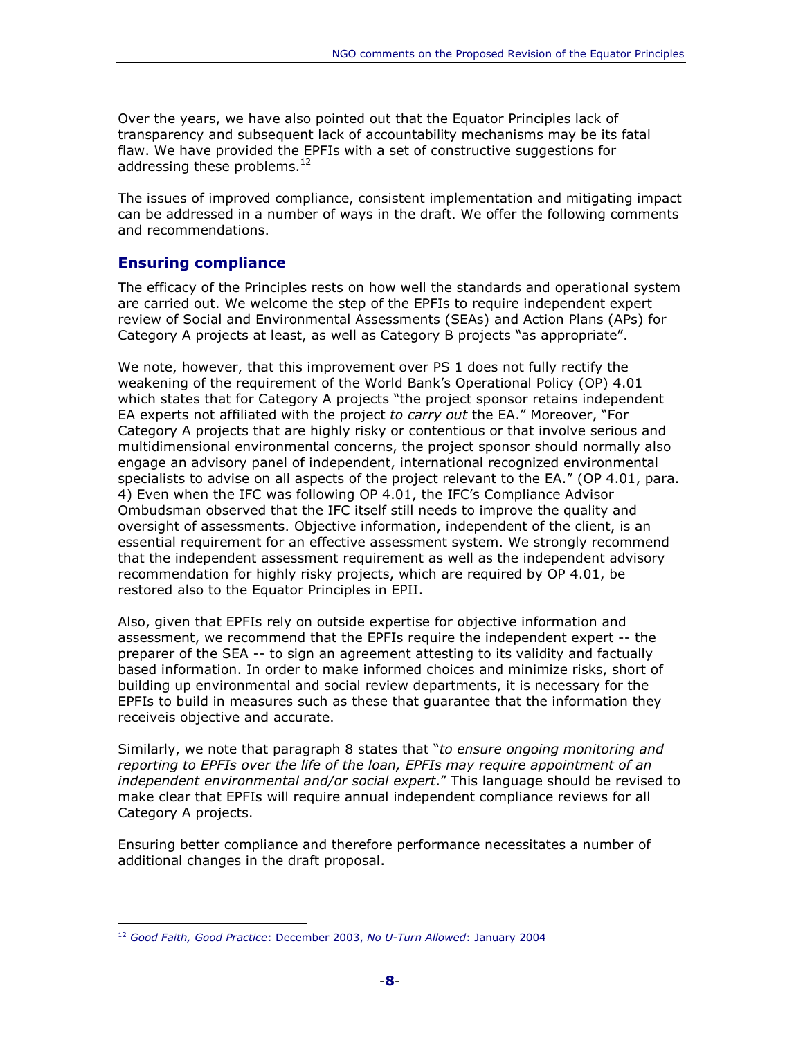Over the years, we have also pointed out that the Equator Principles lack of transparency and subsequent lack of accountability mechanisms may be its fatal flaw. We have provided the EPFIs with a set of constructive suggestions for addressing these problems.[12]

The issues of improved compliance, consistent implementation and mitigating impact can be addressed in a number of ways in the draft. We offer the following comments and recommendations.

## Ensuring compliance

The efficacy of the Principles rests on how well the standards and operational system are carried out. We welcome the step of the EPFIs to require independent expert review of Social and Environmental Assessments (SEAs) and Action Plans (APs) for Category A projects at least, as well as Category B projects "as appropriate".

We note, however, that this improvement over PS 1 does not fully rectify the weakening of the requirement of the World Bank's Operational Policy (OP) 4.01 which states that for Category A projects "the project sponsor retains independent EA experts not affiliated with the project *to carry out* the EA." Moreover, "For Category A projects that are highly risky or contentious or that involve serious and multidimensional environmental concerns, the project sponsor should normally also engage an advisory panel of independent, international recognized environmental specialists to advise on all aspects of the project relevant to the EA." (OP 4.01, para. 4) Even when the IFC was following OP 4.01, the IFC's Compliance Advisor Ombudsman observed that the IFC itself still needs to improve the quality and oversight of assessments. Objective information, independent of the client, is an essential requirement for an effective assessment system. We strongly recommend that the independent assessment requirement as well as the independent advisory recommendation for highly risky projects, which are required by OP 4.01, be restored also to the Equator Principles in EPII.

Also, given that EPFIs rely on outside expertise for objective information and assessment, we recommend that the EPFIs require the independent expert -- the preparer of the SEA -- to sign an agreement attesting to its validity and factually based information. In order to make informed choices and minimize risks, short of building up environmental and social review departments, it is necessary for the EPFIs to build in measures such as these that guarantee that the information they receiveis objective and accurate.

Similarly, we note that paragraph 8 states that "*to ensure ongoing monitoring and reporting to EPFIs over the life of the loan, EPFIs may require appointment of an independent environmental and/or social expert*." This language should be revised to make clear that EPFIs will require annual independent compliance reviews for all Category A projects.

Ensuring better compliance and therefore performance necessitates a number of additional changes in the draft proposal.

---

[12] *Good Faith, Good Practice*: December 2003, *No U-Turn Allowed*: January 2004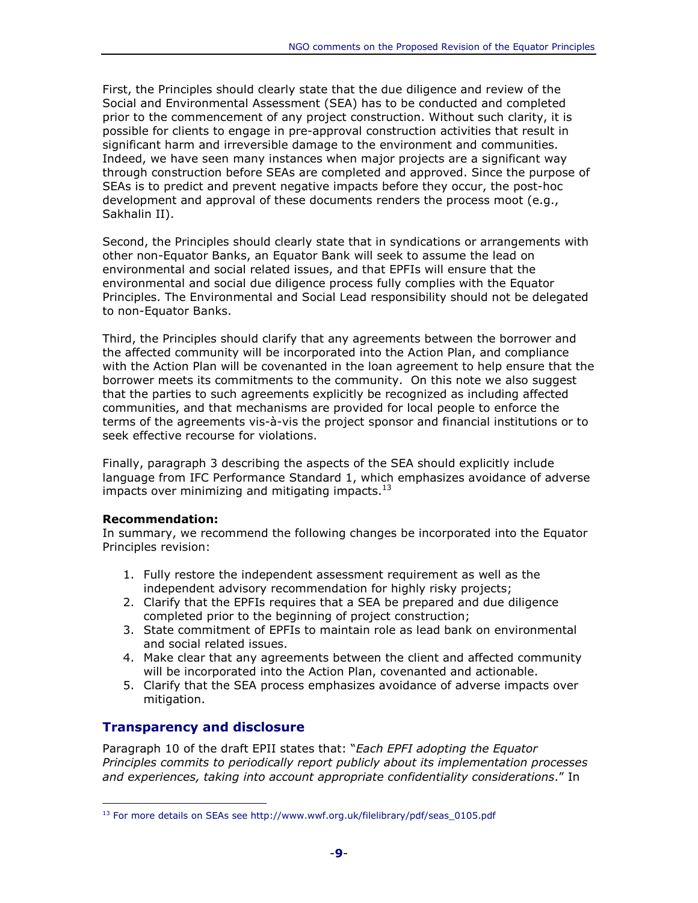First, the Principles should clearly state that the due diligence and review of the Social and Environmental Assessment (SEA) has to be conducted and completed prior to the commencement of any project construction. Without such clarity, it is possible for clients to engage in pre-approval construction activities that result in significant harm and irreversible damage to the environment and communities. Indeed, we have seen many instances when major projects are a significant way through construction before SEAs are completed and approved. Since the purpose of SEAs is to predict and prevent negative impacts before they occur, the post-hoc development and approval of these documents renders the process moot (e.g., Sakhalin II).

Second, the Principles should clearly state that in syndications or arrangements with other non-Equator Banks, an Equator Bank will seek to assume the lead on environmental and social related issues, and that EPFIs will ensure that the environmental and social due diligence process fully complies with the Equator Principles. The Environmental and Social Lead responsibility should not be delegated to non-Equator Banks.

Third, the Principles should clarify that any agreements between the borrower and the affected community will be incorporated into the Action Plan, and compliance with the Action Plan will be covenanted in the loan agreement to help ensure that the borrower meets its commitments to the community. On this note we also suggest that the parties to such agreements explicitly be recognized as including affected communities, and that mechanisms are provided for local people to enforce the terms of the agreements vis-à-vis the project sponsor and financial institutions or to seek effective recourse for violations.

Finally, paragraph 3 describing the aspects of the SEA should explicitly include language from IFC Performance Standard 1, which emphasizes avoidance of adverse impacts over minimizing and mitigating impacts.[13]

**Recommendation:**
In summary, we recommend the following changes be incorporated into the Equator Principles revision:

1. Fully restore the independent assessment requirement as well as the independent advisory recommendation for highly risky projects;
2. Clarify that the EPFIs requires that a SEA be prepared and due diligence completed prior to the beginning of project construction;
3. State commitment of EPFIs to maintain role as lead bank on environmental and social related issues.
4. Make clear that any agreements between the client and affected community will be incorporated into the Action Plan, covenanted and actionable.
5. Clarify that the SEA process emphasizes avoidance of adverse impacts over mitigation.

## Transparency and disclosure

Paragraph 10 of the draft EPII states that: "*Each EPFI adopting the Equator Principles commits to periodically report publicly about its implementation processes and experiences, taking into account appropriate confidentiality considerations*." In

[13] For more details on SEAs see http://www.wwf.org.uk/filelibrary/pdf/seas_0105.pdf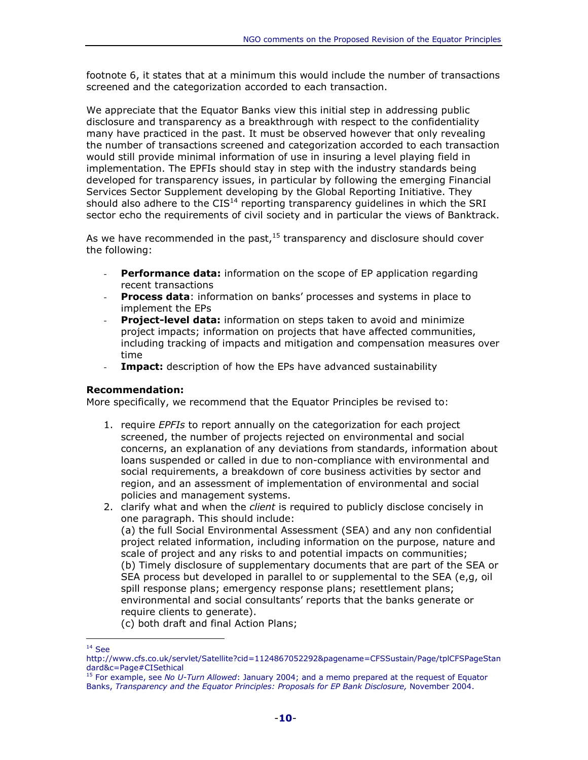footnote 6, it states that at a minimum this would include the number of transactions screened and the categorization accorded to each transaction.

We appreciate that the Equator Banks view this initial step in addressing public disclosure and transparency as a breakthrough with respect to the confidentiality many have practiced in the past. It must be observed however that only revealing the number of transactions screened and categorization accorded to each transaction would still provide minimal information of use in insuring a level playing field in implementation. The EPFIs should stay in step with the industry standards being developed for transparency issues, in particular by following the emerging Financial Services Sector Supplement developing by the Global Reporting Initiative. They should also adhere to the CIS[14] reporting transparency guidelines in which the SRI sector echo the requirements of civil society and in particular the views of Banktrack.

As we have recommended in the past,[15] transparency and disclosure should cover the following:

- **Performance data:** information on the scope of EP application regarding recent transactions
- **Process data**: information on banks' processes and systems in place to implement the EPs
- **Project-level data:** information on steps taken to avoid and minimize project impacts; information on projects that have affected communities, including tracking of impacts and mitigation and compensation measures over time
- **Impact:** description of how the EPs have advanced sustainability

**Recommendation:**
More specifically, we recommend that the Equator Principles be revised to:

1. require *EPFIs* to report annually on the categorization for each project screened, the number of projects rejected on environmental and social concerns, an explanation of any deviations from standards, information about loans suspended or called in due to non-compliance with environmental and social requirements, a breakdown of core business activities by sector and region, and an assessment of implementation of environmental and social policies and management systems.
2. clarify what and when the *client* is required to publicly disclose concisely in one paragraph. This should include:
   (a) the full Social Environmental Assessment (SEA) and any non confidential project related information, including information on the purpose, nature and scale of project and any risks to and potential impacts on communities;
   (b) Timely disclosure of supplementary documents that are part of the SEA or SEA process but developed in parallel to or supplemental to the SEA (e,g, oil spill response plans; emergency response plans; resettlement plans; environmental and social consultants' reports that the banks generate or require clients to generate).
   (c) both draft and final Action Plans;

---

[14] See http://www.cfs.co.uk/servlet/Satellite?cid=1124867052292&pagename=CFSSustain/Page/tplCFSPageStandard&c=Page#CISethical

[15] For example, see *No U-Turn Allowed*: January 2004; and a memo prepared at the request of Equator Banks, *Transparency and the Equator Principles: Proposals for EP Bank Disclosure,* November 2004.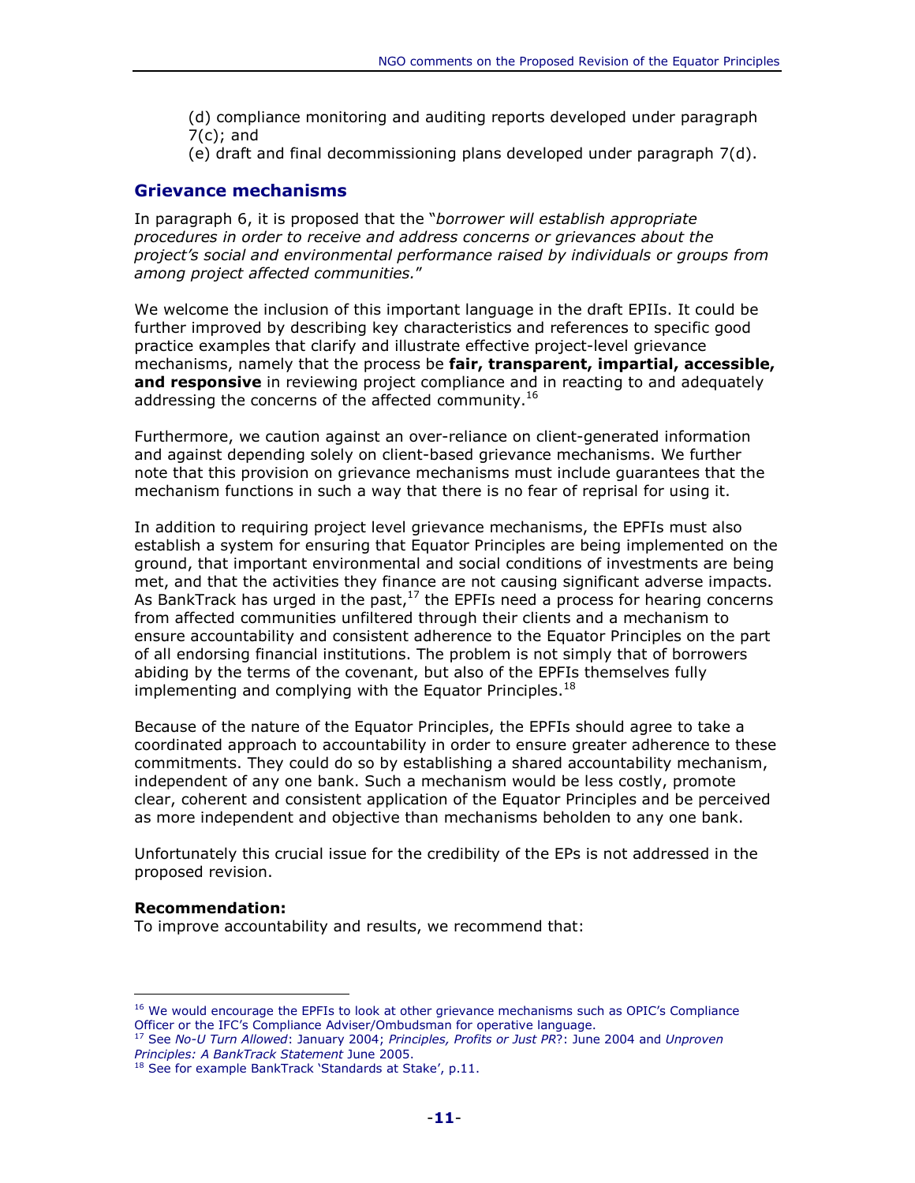(d) compliance monitoring and auditing reports developed under paragraph 7(c); and
(e) draft and final decommissioning plans developed under paragraph 7(d).

## Grievance mechanisms

In paragraph 6, it is proposed that the "*borrower will establish appropriate procedures in order to receive and address concerns or grievances about the project's social and environmental performance raised by individuals or groups from among project affected communities.*"

We welcome the inclusion of this important language in the draft EPIIs. It could be further improved by describing key characteristics and references to specific good practice examples that clarify and illustrate effective project-level grievance mechanisms, namely that the process be **fair, transparent, impartial, accessible, and responsive** in reviewing project compliance and in reacting to and adequately addressing the concerns of the affected community.[16]

Furthermore, we caution against an over-reliance on client-generated information and against depending solely on client-based grievance mechanisms. We further note that this provision on grievance mechanisms must include guarantees that the mechanism functions in such a way that there is no fear of reprisal for using it.

In addition to requiring project level grievance mechanisms, the EPFIs must also establish a system for ensuring that Equator Principles are being implemented on the ground, that important environmental and social conditions of investments are being met, and that the activities they finance are not causing significant adverse impacts. As BankTrack has urged in the past,[17] the EPFIs need a process for hearing concerns from affected communities unfiltered through their clients and a mechanism to ensure accountability and consistent adherence to the Equator Principles on the part of all endorsing financial institutions. The problem is not simply that of borrowers abiding by the terms of the covenant, but also of the EPFIs themselves fully implementing and complying with the Equator Principles.[18]

Because of the nature of the Equator Principles, the EPFIs should agree to take a coordinated approach to accountability in order to ensure greater adherence to these commitments. They could do so by establishing a shared accountability mechanism, independent of any one bank. Such a mechanism would be less costly, promote clear, coherent and consistent application of the Equator Principles and be perceived as more independent and objective than mechanisms beholden to any one bank.

Unfortunately this crucial issue for the credibility of the EPs is not addressed in the proposed revision.

**Recommendation:**
To improve accountability and results, we recommend that:

---

[16] We would encourage the EPFIs to look at other grievance mechanisms such as OPIC's Compliance Officer or the IFC's Compliance Adviser/Ombudsman for operative language.

[17] See *No-U Turn Allowed*: January 2004; *Principles, Profits or Just PR*?: June 2004 and *Unproven Principles: A BankTrack Statement* June 2005.

[18] See for example BankTrack 'Standards at Stake', p.11.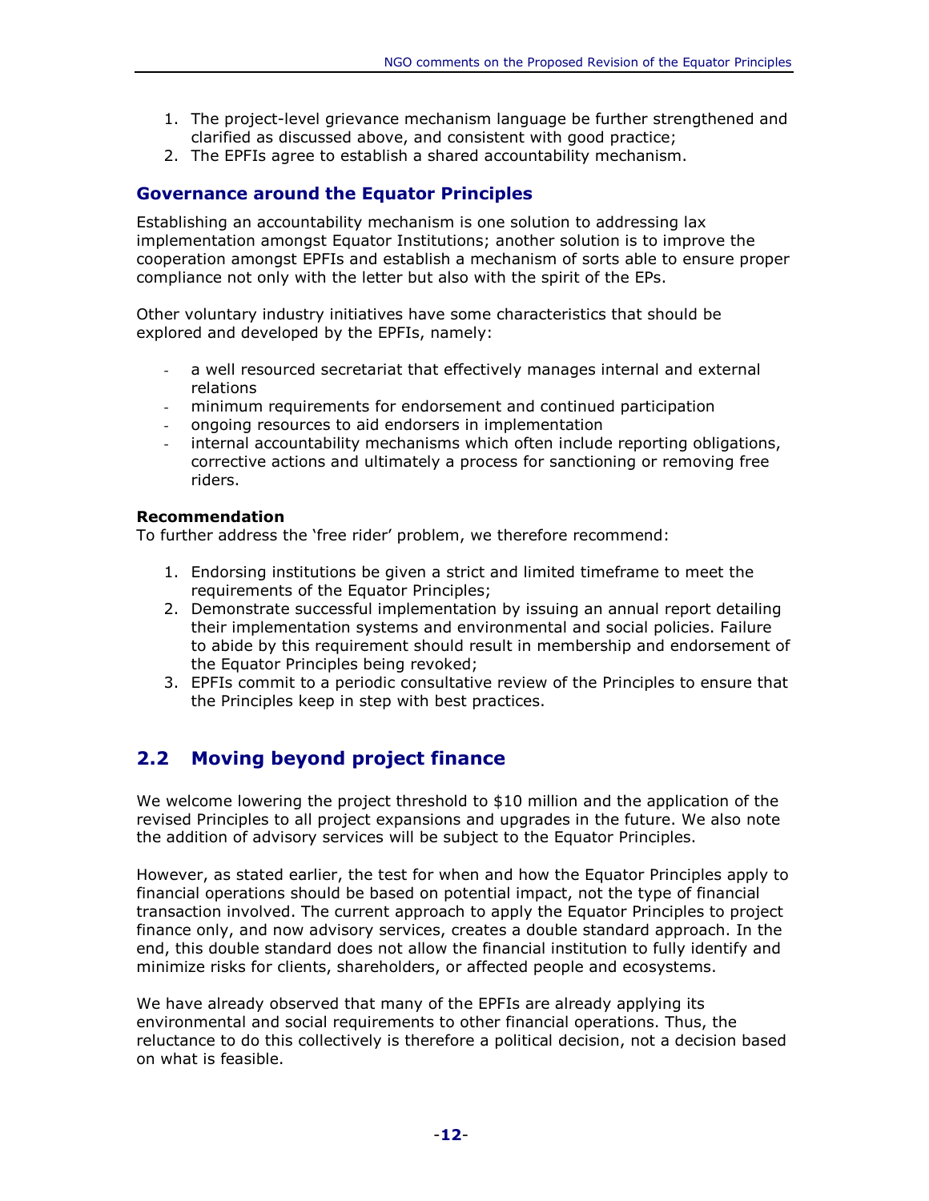1. The project-level grievance mechanism language be further strengthened and clarified as discussed above, and consistent with good practice;
2. The EPFIs agree to establish a shared accountability mechanism.

### Governance around the Equator Principles

Establishing an accountability mechanism is one solution to addressing lax implementation amongst Equator Institutions; another solution is to improve the cooperation amongst EPFIs and establish a mechanism of sorts able to ensure proper compliance not only with the letter but also with the spirit of the EPs.

Other voluntary industry initiatives have some characteristics that should be explored and developed by the EPFIs, namely:

- a well resourced secretariat that effectively manages internal and external relations
- minimum requirements for endorsement and continued participation
- ongoing resources to aid endorsers in implementation
- internal accountability mechanisms which often include reporting obligations, corrective actions and ultimately a process for sanctioning or removing free riders.

**Recommendation**
To further address the 'free rider' problem, we therefore recommend:

1. Endorsing institutions be given a strict and limited timeframe to meet the requirements of the Equator Principles;
2. Demonstrate successful implementation by issuing an annual report detailing their implementation systems and environmental and social policies. Failure to abide by this requirement should result in membership and endorsement of the Equator Principles being revoked;
3. EPFIs commit to a periodic consultative review of the Principles to ensure that the Principles keep in step with best practices.

## 2.2 Moving beyond project finance

We welcome lowering the project threshold to $10 million and the application of the revised Principles to all project expansions and upgrades in the future. We also note the addition of advisory services will be subject to the Equator Principles.

However, as stated earlier, the test for when and how the Equator Principles apply to financial operations should be based on potential impact, not the type of financial transaction involved. The current approach to apply the Equator Principles to project finance only, and now advisory services, creates a double standard approach. In the end, this double standard does not allow the financial institution to fully identify and minimize risks for clients, shareholders, or affected people and ecosystems.

We have already observed that many of the EPFIs are already applying its environmental and social requirements to other financial operations. Thus, the reluctance to do this collectively is therefore a political decision, not a decision based on what is feasible.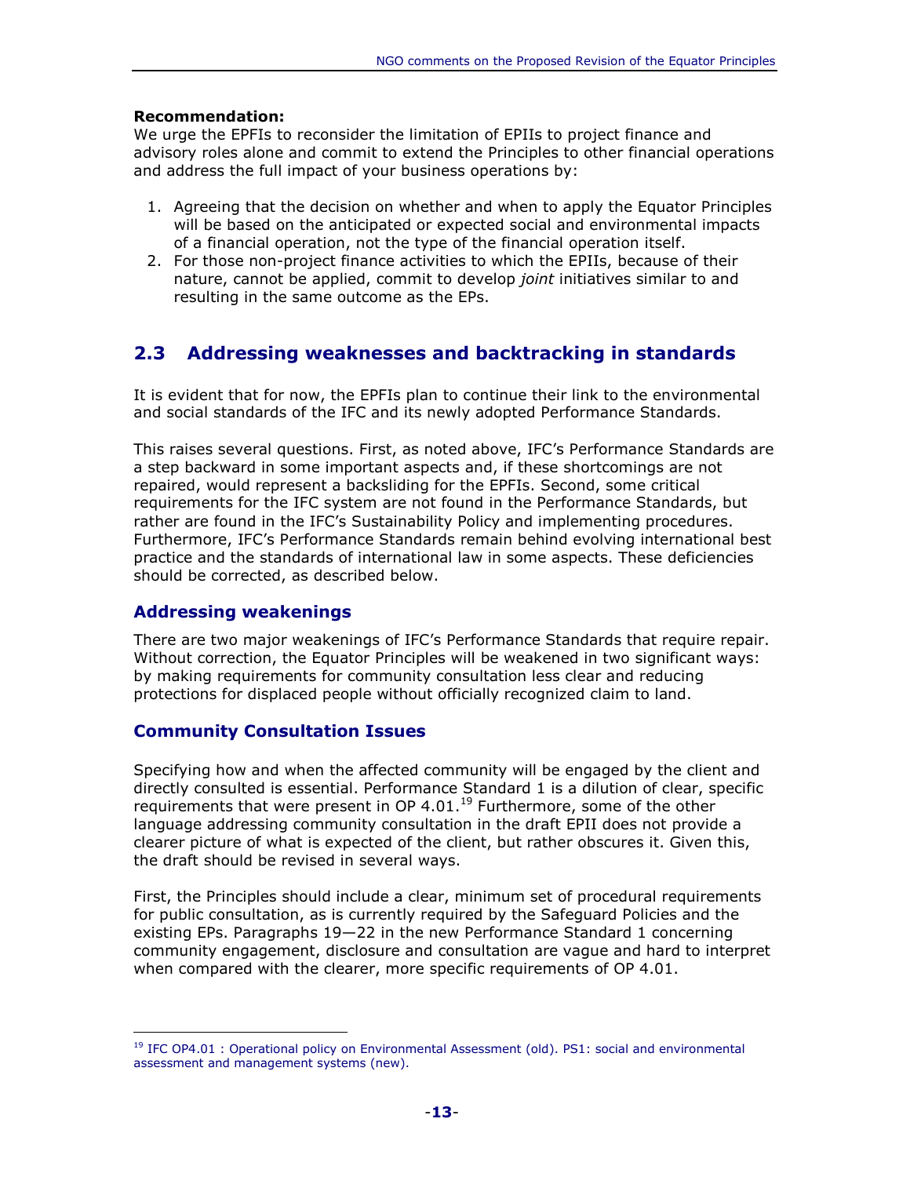**Recommendation:**
We urge the EPFIs to reconsider the limitation of EPIIs to project finance and advisory roles alone and commit to extend the Principles to other financial operations and address the full impact of your business operations by:

1. Agreeing that the decision on whether and when to apply the Equator Principles will be based on the anticipated or expected social and environmental impacts of a financial operation, not the type of the financial operation itself.
2. For those non-project finance activities to which the EPIIs, because of their nature, cannot be applied, commit to develop *joint* initiatives similar to and resulting in the same outcome as the EPs.

## 2.3 Addressing weaknesses and backtracking in standards

It is evident that for now, the EPFIs plan to continue their link to the environmental and social standards of the IFC and its newly adopted Performance Standards.

This raises several questions. First, as noted above, IFC's Performance Standards are a step backward in some important aspects and, if these shortcomings are not repaired, would represent a backsliding for the EPFIs. Second, some critical requirements for the IFC system are not found in the Performance Standards, but rather are found in the IFC's Sustainability Policy and implementing procedures. Furthermore, IFC's Performance Standards remain behind evolving international best practice and the standards of international law in some aspects. These deficiencies should be corrected, as described below.

### Addressing weakenings

There are two major weakenings of IFC's Performance Standards that require repair. Without correction, the Equator Principles will be weakened in two significant ways: by making requirements for community consultation less clear and reducing protections for displaced people without officially recognized claim to land.

### Community Consultation Issues

Specifying how and when the affected community will be engaged by the client and directly consulted is essential. Performance Standard 1 is a dilution of clear, specific requirements that were present in OP 4.01.[19] Furthermore, some of the other language addressing community consultation in the draft EPII does not provide a clearer picture of what is expected of the client, but rather obscures it. Given this, the draft should be revised in several ways.

First, the Principles should include a clear, minimum set of procedural requirements for public consultation, as is currently required by the Safeguard Policies and the existing EPs. Paragraphs 19—22 in the new Performance Standard 1 concerning community engagement, disclosure and consultation are vague and hard to interpret when compared with the clearer, more specific requirements of OP 4.01.

[19] IFC OP4.01 : Operational policy on Environmental Assessment (old). PS1: social and environmental assessment and management systems (new).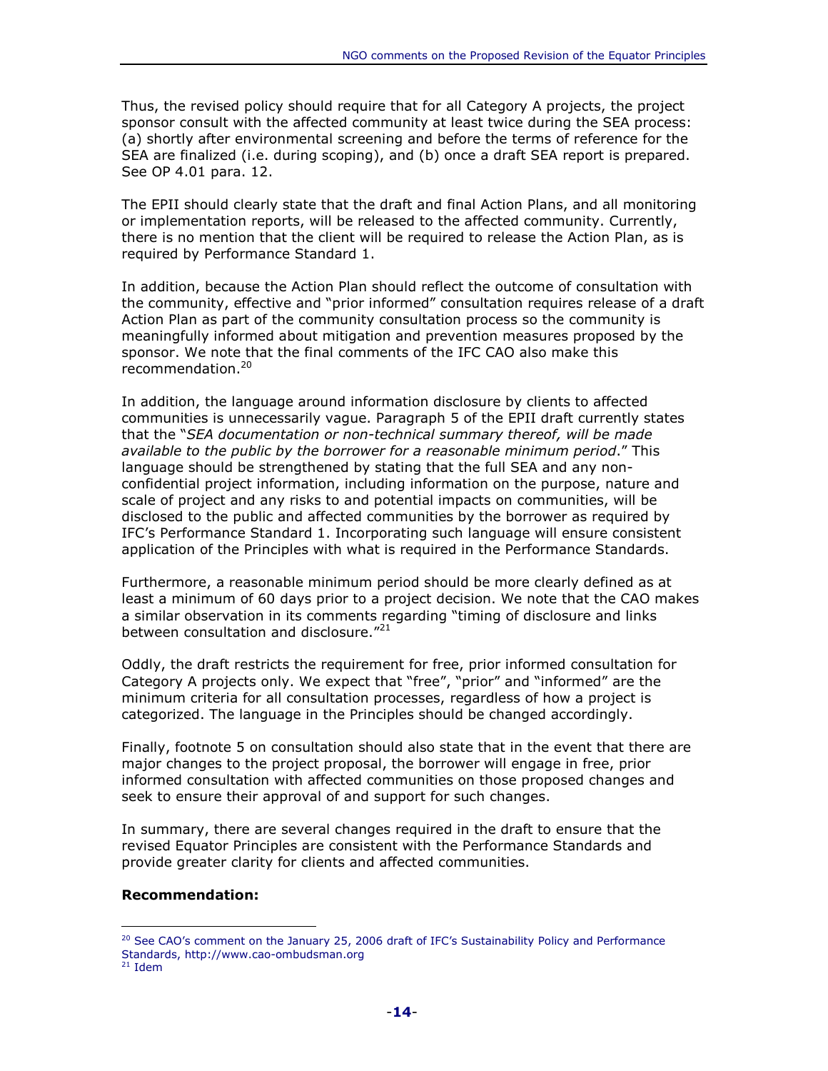Thus, the revised policy should require that for all Category A projects, the project sponsor consult with the affected community at least twice during the SEA process: (a) shortly after environmental screening and before the terms of reference for the SEA are finalized (i.e. during scoping), and (b) once a draft SEA report is prepared. See OP 4.01 para. 12.

The EPII should clearly state that the draft and final Action Plans, and all monitoring or implementation reports, will be released to the affected community. Currently, there is no mention that the client will be required to release the Action Plan, as is required by Performance Standard 1.

In addition, because the Action Plan should reflect the outcome of consultation with the community, effective and "prior informed" consultation requires release of a draft Action Plan as part of the community consultation process so the community is meaningfully informed about mitigation and prevention measures proposed by the sponsor. We note that the final comments of the IFC CAO also make this recommendation.[20]

In addition, the language around information disclosure by clients to affected communities is unnecessarily vague. Paragraph 5 of the EPII draft currently states that the "*SEA documentation or non-technical summary thereof, will be made available to the public by the borrower for a reasonable minimum period*." This language should be strengthened by stating that the full SEA and any non-confidential project information, including information on the purpose, nature and scale of project and any risks to and potential impacts on communities, will be disclosed to the public and affected communities by the borrower as required by IFC's Performance Standard 1. Incorporating such language will ensure consistent application of the Principles with what is required in the Performance Standards.

Furthermore, a reasonable minimum period should be more clearly defined as at least a minimum of 60 days prior to a project decision. We note that the CAO makes a similar observation in its comments regarding "timing of disclosure and links between consultation and disclosure."[21]

Oddly, the draft restricts the requirement for free, prior informed consultation for Category A projects only. We expect that "free", "prior" and "informed" are the minimum criteria for all consultation processes, regardless of how a project is categorized. The language in the Principles should be changed accordingly.

Finally, footnote 5 on consultation should also state that in the event that there are major changes to the project proposal, the borrower will engage in free, prior informed consultation with affected communities on those proposed changes and seek to ensure their approval of and support for such changes.

In summary, there are several changes required in the draft to ensure that the revised Equator Principles are consistent with the Performance Standards and provide greater clarity for clients and affected communities.

**Recommendation:**

---

[20] See CAO's comment on the January 25, 2006 draft of IFC's Sustainability Policy and Performance Standards, http://www.cao-ombudsman.org

[21] Idem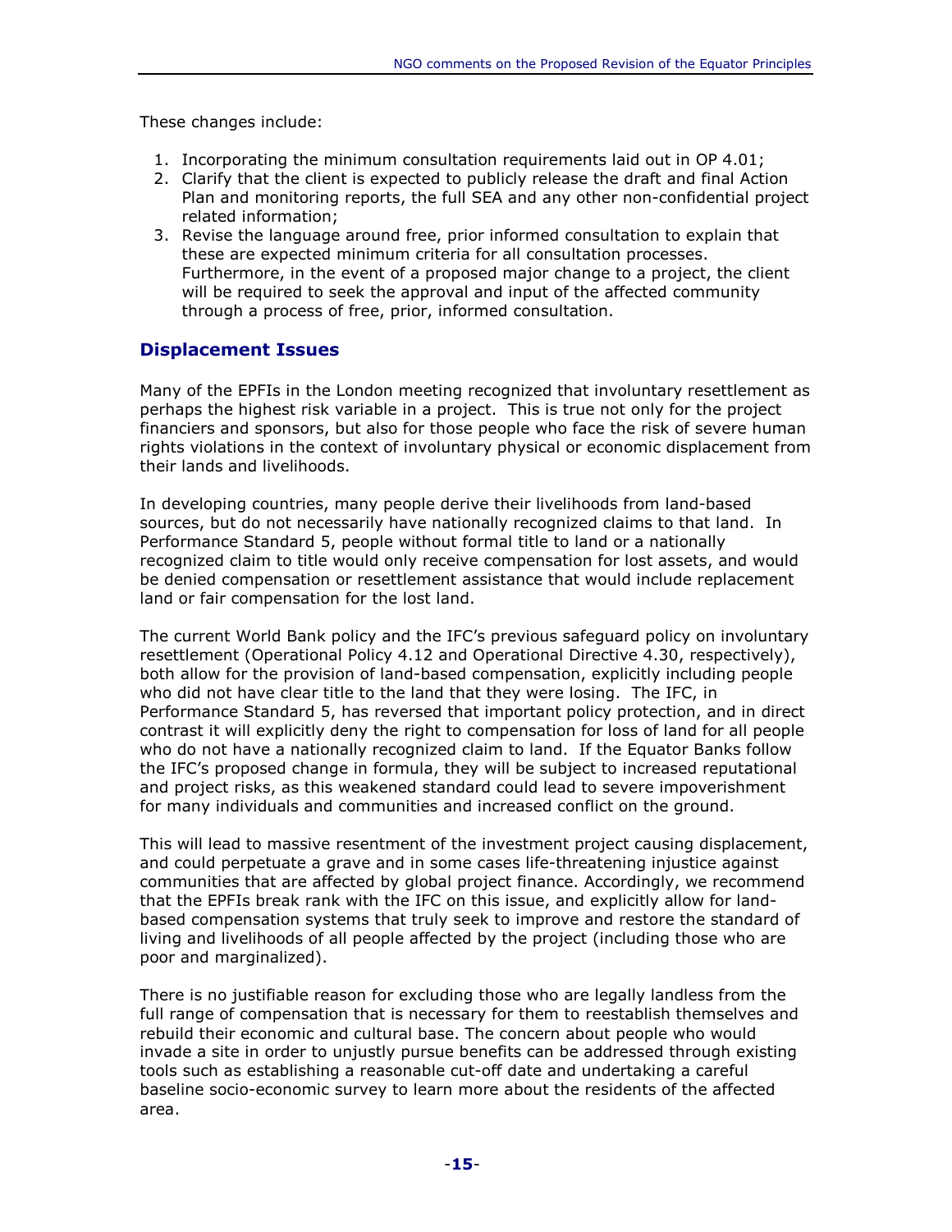These changes include:

1. Incorporating the minimum consultation requirements laid out in OP 4.01;
2. Clarify that the client is expected to publicly release the draft and final Action Plan and monitoring reports, the full SEA and any other non-confidential project related information;
3. Revise the language around free, prior informed consultation to explain that these are expected minimum criteria for all consultation processes. Furthermore, in the event of a proposed major change to a project, the client will be required to seek the approval and input of the affected community through a process of free, prior, informed consultation.

## Displacement Issues

Many of the EPFIs in the London meeting recognized that involuntary resettlement as perhaps the highest risk variable in a project. This is true not only for the project financiers and sponsors, but also for those people who face the risk of severe human rights violations in the context of involuntary physical or economic displacement from their lands and livelihoods.

In developing countries, many people derive their livelihoods from land-based sources, but do not necessarily have nationally recognized claims to that land. In Performance Standard 5, people without formal title to land or a nationally recognized claim to title would only receive compensation for lost assets, and would be denied compensation or resettlement assistance that would include replacement land or fair compensation for the lost land.

The current World Bank policy and the IFC's previous safeguard policy on involuntary resettlement (Operational Policy 4.12 and Operational Directive 4.30, respectively), both allow for the provision of land-based compensation, explicitly including people who did not have clear title to the land that they were losing. The IFC, in Performance Standard 5, has reversed that important policy protection, and in direct contrast it will explicitly deny the right to compensation for loss of land for all people who do not have a nationally recognized claim to land. If the Equator Banks follow the IFC's proposed change in formula, they will be subject to increased reputational and project risks, as this weakened standard could lead to severe impoverishment for many individuals and communities and increased conflict on the ground.

This will lead to massive resentment of the investment project causing displacement, and could perpetuate a grave and in some cases life-threatening injustice against communities that are affected by global project finance. Accordingly, we recommend that the EPFIs break rank with the IFC on this issue, and explicitly allow for land-based compensation systems that truly seek to improve and restore the standard of living and livelihoods of all people affected by the project (including those who are poor and marginalized).

There is no justifiable reason for excluding those who are legally landless from the full range of compensation that is necessary for them to reestablish themselves and rebuild their economic and cultural base. The concern about people who would invade a site in order to unjustly pursue benefits can be addressed through existing tools such as establishing a reasonable cut-off date and undertaking a careful baseline socio-economic survey to learn more about the residents of the affected area.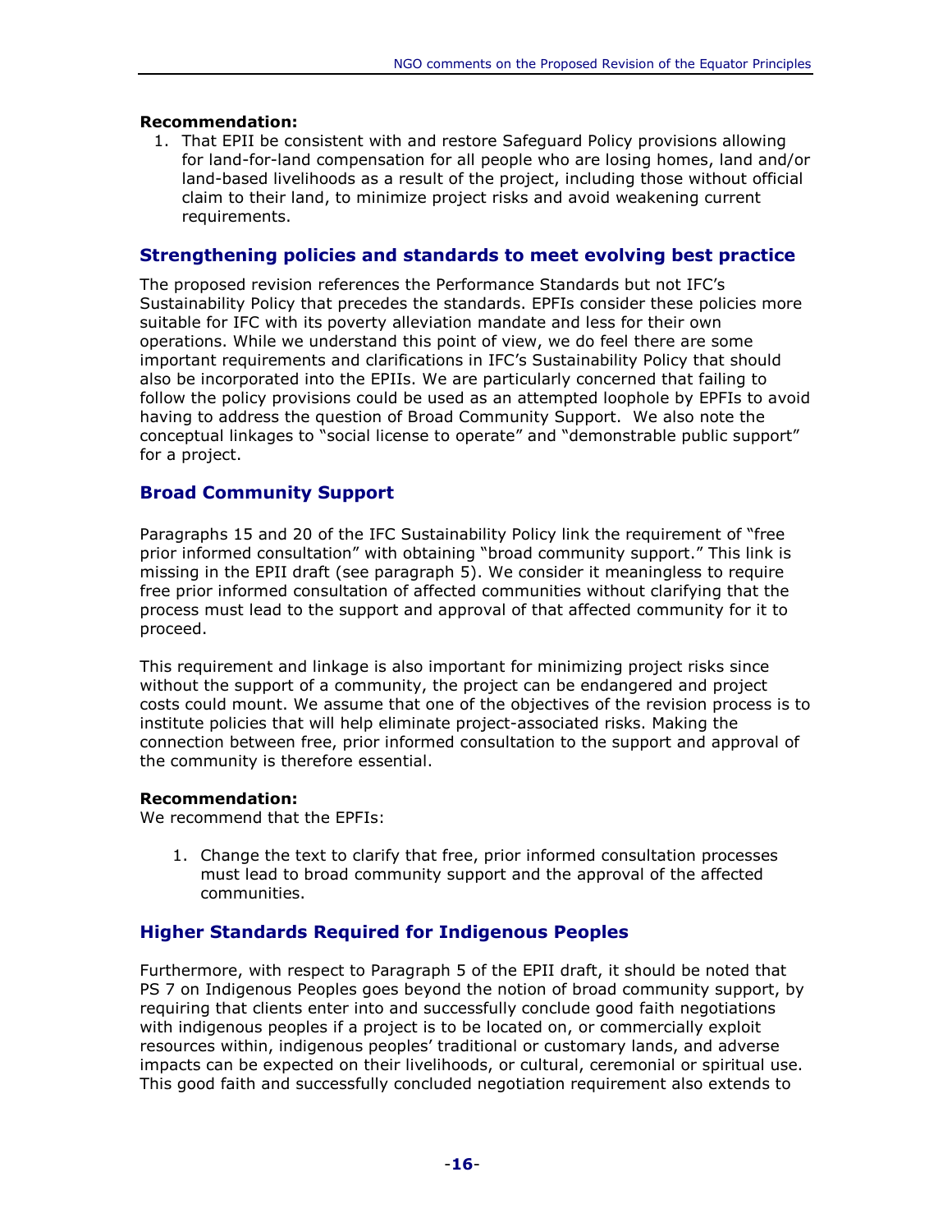**Recommendation:**

1. That EPII be consistent with and restore Safeguard Policy provisions allowing for land-for-land compensation for all people who are losing homes, land and/or land-based livelihoods as a result of the project, including those without official claim to their land, to minimize project risks and avoid weakening current requirements.

## Strengthening policies and standards to meet evolving best practice

The proposed revision references the Performance Standards but not IFC's Sustainability Policy that precedes the standards. EPFIs consider these policies more suitable for IFC with its poverty alleviation mandate and less for their own operations. While we understand this point of view, we do feel there are some important requirements and clarifications in IFC's Sustainability Policy that should also be incorporated into the EPIIs. We are particularly concerned that failing to follow the policy provisions could be used as an attempted loophole by EPFIs to avoid having to address the question of Broad Community Support. We also note the conceptual linkages to "social license to operate" and "demonstrable public support" for a project.

## Broad Community Support

Paragraphs 15 and 20 of the IFC Sustainability Policy link the requirement of "free prior informed consultation" with obtaining "broad community support." This link is missing in the EPII draft (see paragraph 5). We consider it meaningless to require free prior informed consultation of affected communities without clarifying that the process must lead to the support and approval of that affected community for it to proceed.

This requirement and linkage is also important for minimizing project risks since without the support of a community, the project can be endangered and project costs could mount. We assume that one of the objectives of the revision process is to institute policies that will help eliminate project-associated risks. Making the connection between free, prior informed consultation to the support and approval of the community is therefore essential.

**Recommendation:**

We recommend that the EPFIs:

1. Change the text to clarify that free, prior informed consultation processes must lead to broad community support and the approval of the affected communities.

## Higher Standards Required for Indigenous Peoples

Furthermore, with respect to Paragraph 5 of the EPII draft, it should be noted that PS 7 on Indigenous Peoples goes beyond the notion of broad community support, by requiring that clients enter into and successfully conclude good faith negotiations with indigenous peoples if a project is to be located on, or commercially exploit resources within, indigenous peoples' traditional or customary lands, and adverse impacts can be expected on their livelihoods, or cultural, ceremonial or spiritual use. This good faith and successfully concluded negotiation requirement also extends to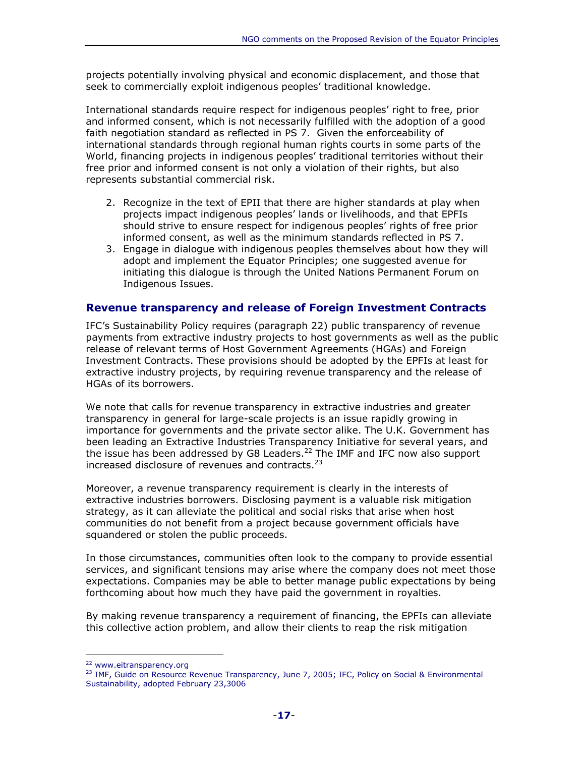projects potentially involving physical and economic displacement, and those that seek to commercially exploit indigenous peoples' traditional knowledge.

International standards require respect for indigenous peoples' right to free, prior and informed consent, which is not necessarily fulfilled with the adoption of a good faith negotiation standard as reflected in PS 7. Given the enforceability of international standards through regional human rights courts in some parts of the World, financing projects in indigenous peoples' traditional territories without their free prior and informed consent is not only a violation of their rights, but also represents substantial commercial risk.

2. Recognize in the text of EPII that there are higher standards at play when projects impact indigenous peoples' lands or livelihoods, and that EPFIs should strive to ensure respect for indigenous peoples' rights of free prior informed consent, as well as the minimum standards reflected in PS 7.
3. Engage in dialogue with indigenous peoples themselves about how they will adopt and implement the Equator Principles; one suggested avenue for initiating this dialogue is through the United Nations Permanent Forum on Indigenous Issues.

### Revenue transparency and release of Foreign Investment Contracts

IFC's Sustainability Policy requires (paragraph 22) public transparency of revenue payments from extractive industry projects to host governments as well as the public release of relevant terms of Host Government Agreements (HGAs) and Foreign Investment Contracts. These provisions should be adopted by the EPFIs at least for extractive industry projects, by requiring revenue transparency and the release of HGAs of its borrowers.

We note that calls for revenue transparency in extractive industries and greater transparency in general for large-scale projects is an issue rapidly growing in importance for governments and the private sector alike. The U.K. Government has been leading an Extractive Industries Transparency Initiative for several years, and the issue has been addressed by G8 Leaders.[22] The IMF and IFC now also support increased disclosure of revenues and contracts.[23]

Moreover, a revenue transparency requirement is clearly in the interests of extractive industries borrowers. Disclosing payment is a valuable risk mitigation strategy, as it can alleviate the political and social risks that arise when host communities do not benefit from a project because government officials have squandered or stolen the public proceeds.

In those circumstances, communities often look to the company to provide essential services, and significant tensions may arise where the company does not meet those expectations. Companies may be able to better manage public expectations by being forthcoming about how much they have paid the government in royalties.

By making revenue transparency a requirement of financing, the EPFIs can alleviate this collective action problem, and allow their clients to reap the risk mitigation

---

[22] www.eitransparency.org

[23] IMF, Guide on Resource Revenue Transparency, June 7, 2005; IFC, Policy on Social & Environmental Sustainability, adopted February 23,3006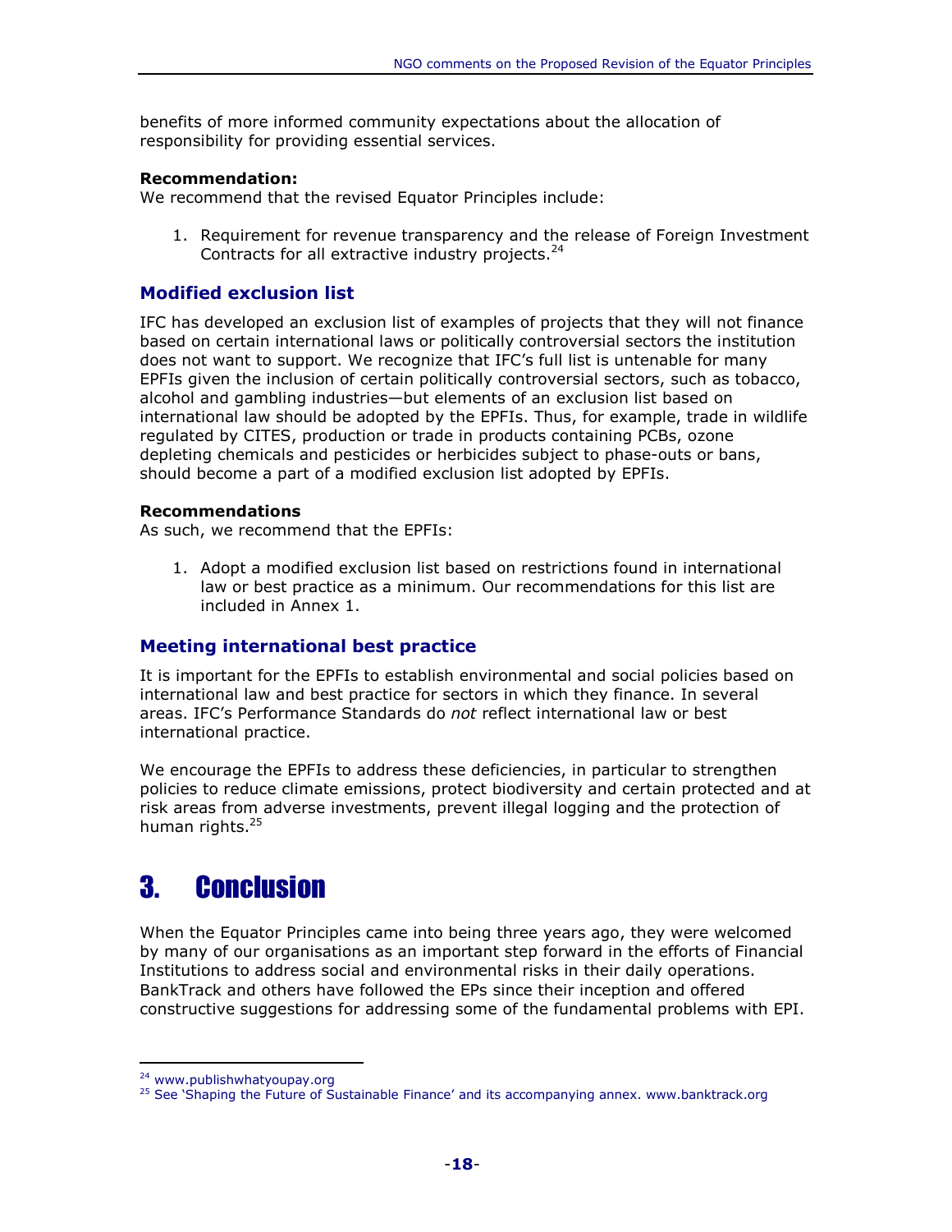benefits of more informed community expectations about the allocation of responsibility for providing essential services.

**Recommendation:**
We recommend that the revised Equator Principles include:

1. Requirement for revenue transparency and the release of Foreign Investment Contracts for all extractive industry projects.[24]

### Modified exclusion list

IFC has developed an exclusion list of examples of projects that they will not finance based on certain international laws or politically controversial sectors the institution does not want to support. We recognize that IFC's full list is untenable for many EPFIs given the inclusion of certain politically controversial sectors, such as tobacco, alcohol and gambling industries—but elements of an exclusion list based on international law should be adopted by the EPFIs. Thus, for example, trade in wildlife regulated by CITES, production or trade in products containing PCBs, ozone depleting chemicals and pesticides or herbicides subject to phase-outs or bans, should become a part of a modified exclusion list adopted by EPFIs.

**Recommendations**
As such, we recommend that the EPFIs:

1. Adopt a modified exclusion list based on restrictions found in international law or best practice as a minimum. Our recommendations for this list are included in Annex 1.

### Meeting international best practice

It is important for the EPFIs to establish environmental and social policies based on international law and best practice for sectors in which they finance. In several areas. IFC's Performance Standards do *not* reflect international law or best international practice.

We encourage the EPFIs to address these deficiencies, in particular to strengthen policies to reduce climate emissions, protect biodiversity and certain protected and at risk areas from adverse investments, prevent illegal logging and the protection of human rights.[25]

# 3. Conclusion

When the Equator Principles came into being three years ago, they were welcomed by many of our organisations as an important step forward in the efforts of Financial Institutions to address social and environmental risks in their daily operations. BankTrack and others have followed the EPs since their inception and offered constructive suggestions for addressing some of the fundamental problems with EPI.

---

[24] www.publishwhatyoupay.org

[25] See 'Shaping the Future of Sustainable Finance' and its accompanying annex. www.banktrack.org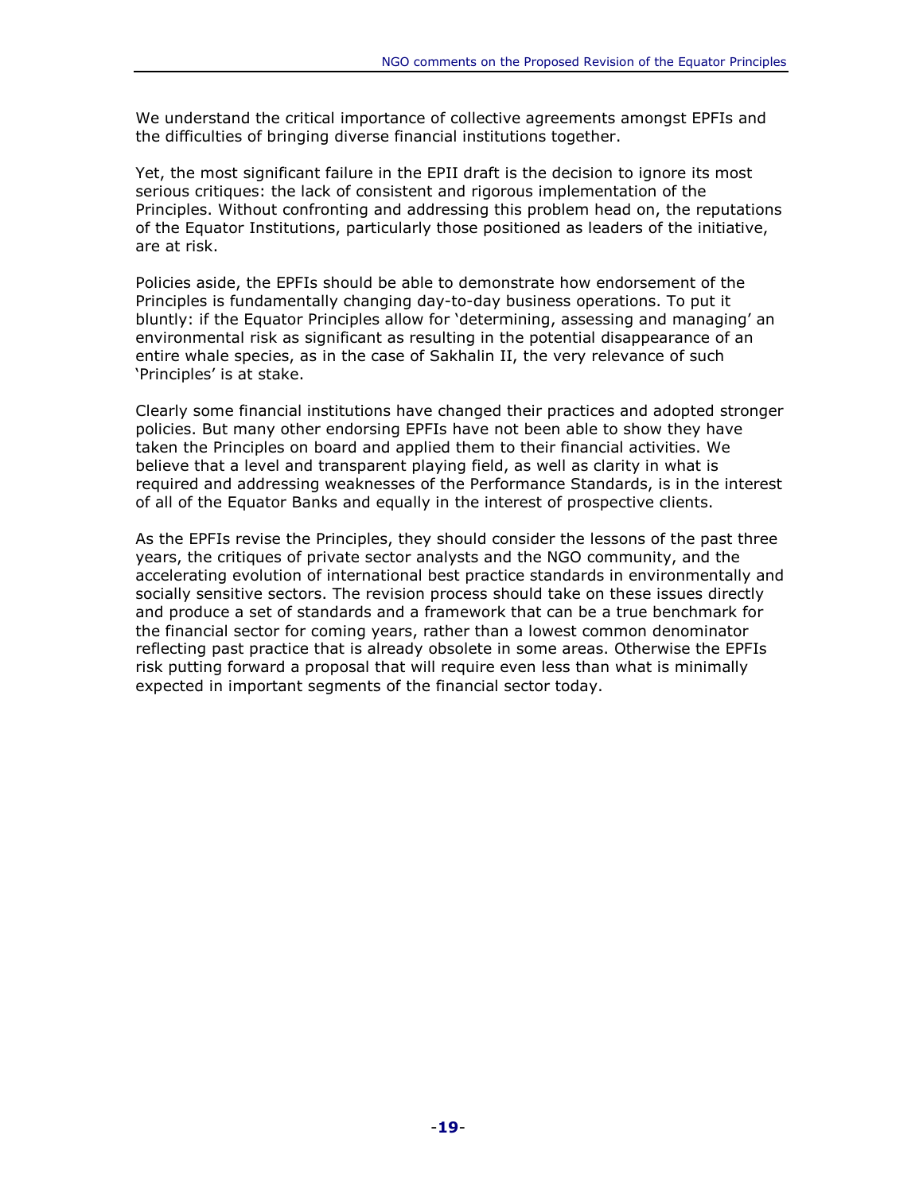We understand the critical importance of collective agreements amongst EPFIs and the difficulties of bringing diverse financial institutions together.

Yet, the most significant failure in the EPII draft is the decision to ignore its most serious critiques: the lack of consistent and rigorous implementation of the Principles. Without confronting and addressing this problem head on, the reputations of the Equator Institutions, particularly those positioned as leaders of the initiative, are at risk.

Policies aside, the EPFIs should be able to demonstrate how endorsement of the Principles is fundamentally changing day-to-day business operations. To put it bluntly: if the Equator Principles allow for 'determining, assessing and managing' an environmental risk as significant as resulting in the potential disappearance of an entire whale species, as in the case of Sakhalin II, the very relevance of such 'Principles' is at stake.

Clearly some financial institutions have changed their practices and adopted stronger policies. But many other endorsing EPFIs have not been able to show they have taken the Principles on board and applied them to their financial activities. We believe that a level and transparent playing field, as well as clarity in what is required and addressing weaknesses of the Performance Standards, is in the interest of all of the Equator Banks and equally in the interest of prospective clients.

As the EPFIs revise the Principles, they should consider the lessons of the past three years, the critiques of private sector analysts and the NGO community, and the accelerating evolution of international best practice standards in environmentally and socially sensitive sectors. The revision process should take on these issues directly and produce a set of standards and a framework that can be a true benchmark for the financial sector for coming years, rather than a lowest common denominator reflecting past practice that is already obsolete in some areas. Otherwise the EPFIs risk putting forward a proposal that will require even less than what is minimally expected in important segments of the financial sector today.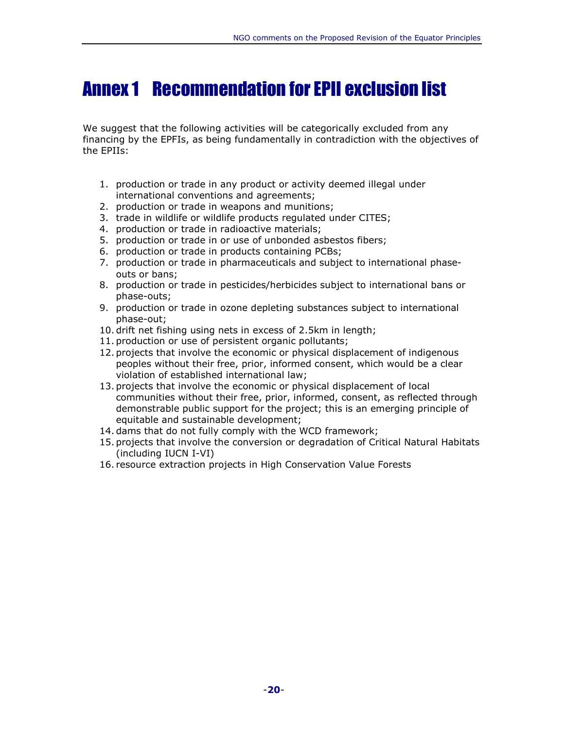# Annex 1 Recommendation for EPII exclusion list

We suggest that the following activities will be categorically excluded from any financing by the EPFIs, as being fundamentally in contradiction with the objectives of the EPIIs:

1. production or trade in any product or activity deemed illegal under international conventions and agreements;
2. production or trade in weapons and munitions;
3. trade in wildlife or wildlife products regulated under CITES;
4. production or trade in radioactive materials;
5. production or trade in or use of unbonded asbestos fibers;
6. production or trade in products containing PCBs;
7. production or trade in pharmaceuticals and subject to international phase-outs or bans;
8. production or trade in pesticides/herbicides subject to international bans or phase-outs;
9. production or trade in ozone depleting substances subject to international phase-out;
10. drift net fishing using nets in excess of 2.5km in length;
11. production or use of persistent organic pollutants;
12. projects that involve the economic or physical displacement of indigenous peoples without their free, prior, informed consent, which would be a clear violation of established international law;
13. projects that involve the economic or physical displacement of local communities without their free, prior, informed, consent, as reflected through demonstrable public support for the project; this is an emerging principle of equitable and sustainable development;
14. dams that do not fully comply with the WCD framework;
15. projects that involve the conversion or degradation of Critical Natural Habitats (including IUCN I-VI)
16. resource extraction projects in High Conservation Value Forests